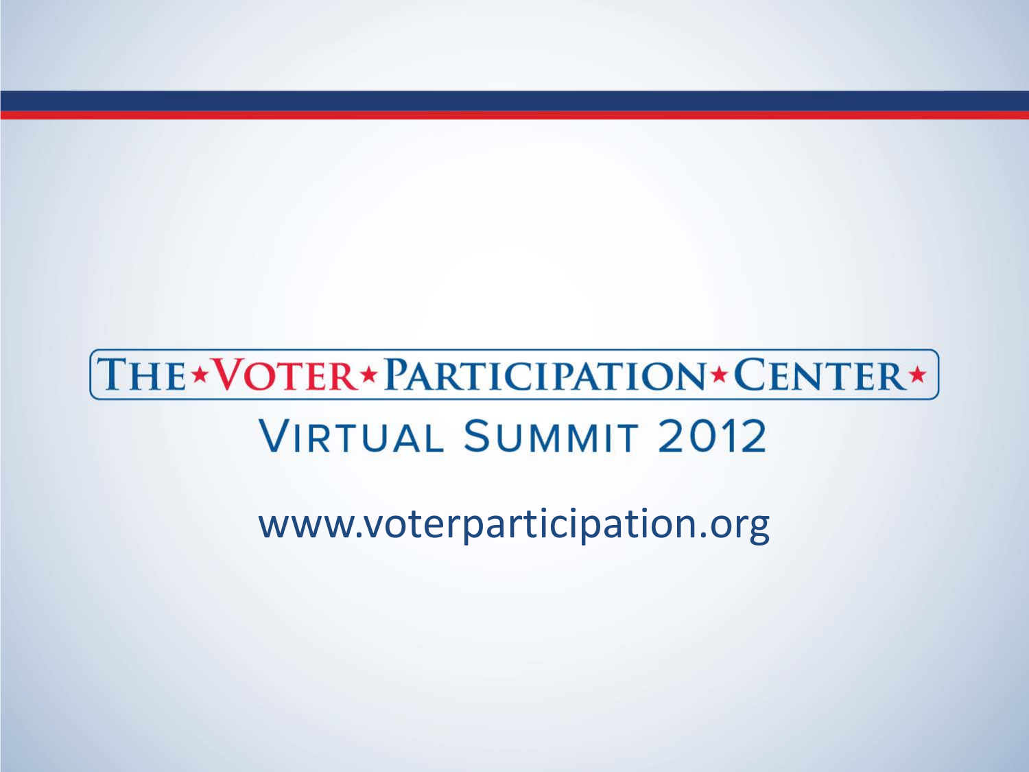# THE★VOTER★PARTICIPATION★CENTER★

## VIRTUAL SUMMIT 2012

www.voterparticipation.org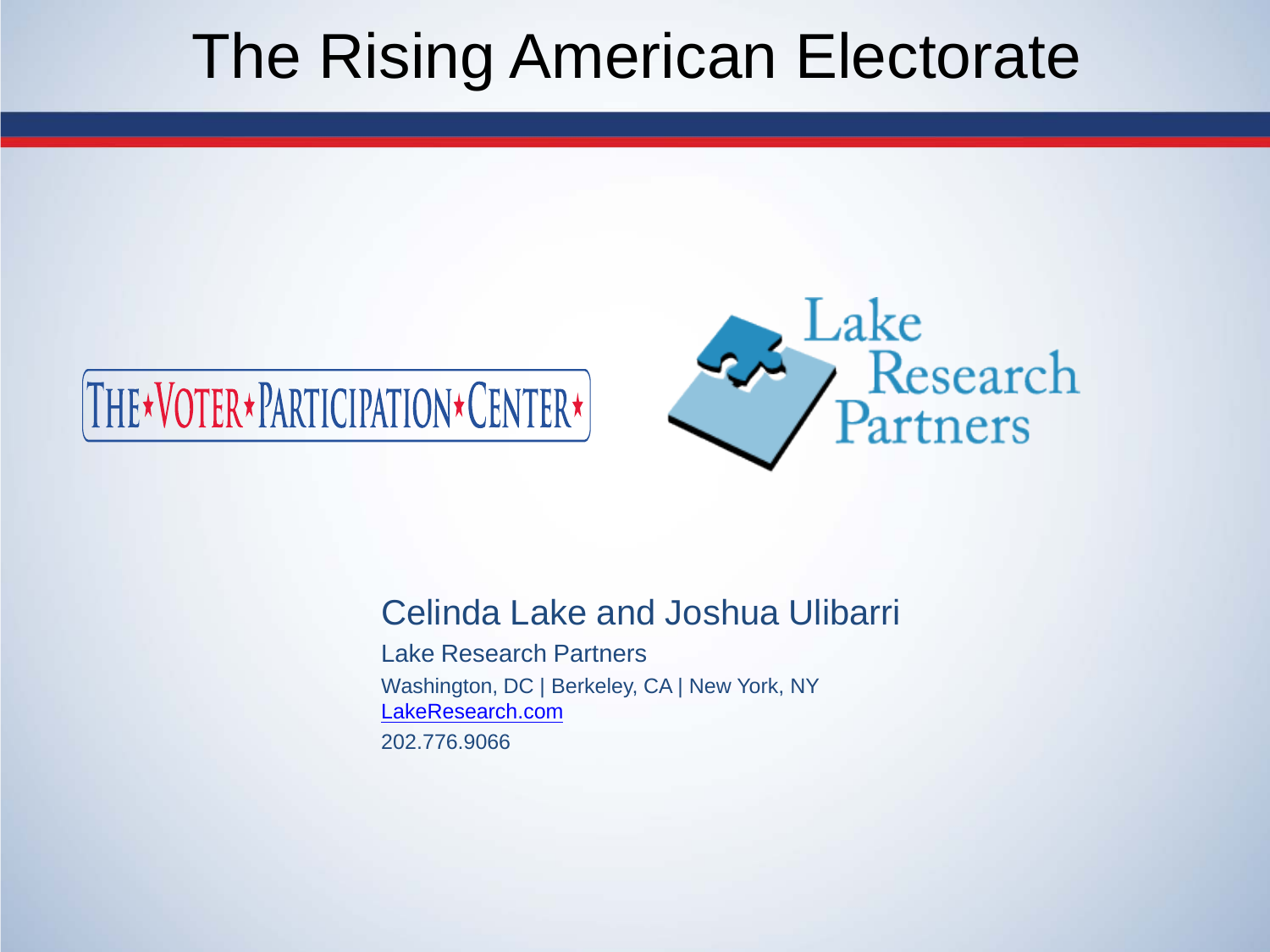# The Rising American Electorate

THE★VOTER★PARTICIPATION★CENTER★

Lake Research Partners

Celinda Lake and Joshua Ulibarri

Lake Research Partners

Washington, DC | Berkeley, CA | New York, NY

LakeResearch.com

202.776.9066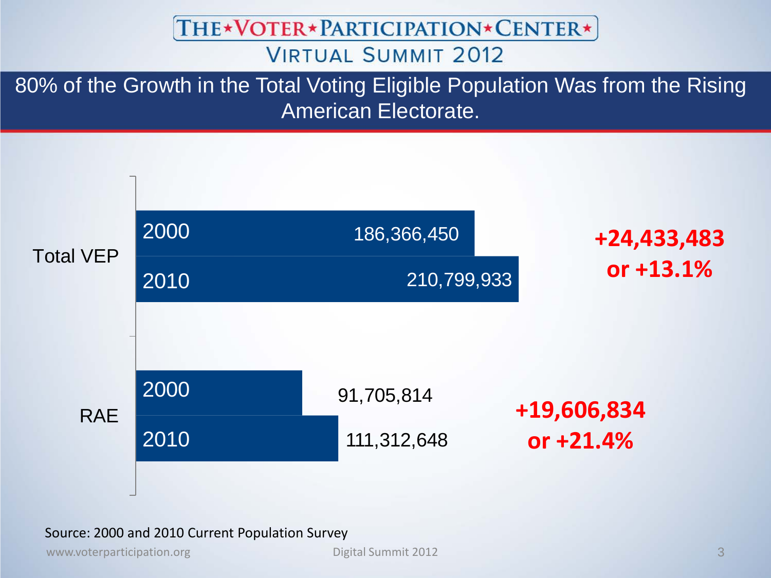# 80% of the Growth in the Total Voting Eligible Population Was from the Rising American Electorate.

| | Year | Population | Change |
|---|---|---|---|
| Total VEP | 2000 | 186,366,450 | +24,433,483 or +13.1% |
| | 2010 | 210,799,933 | |
| RAE | 2000 | 91,705,814 | +19,606,834 or +21.4% |
| | 2010 | 111,312,648 | |

Source: 2000 and 2010 Current Population Survey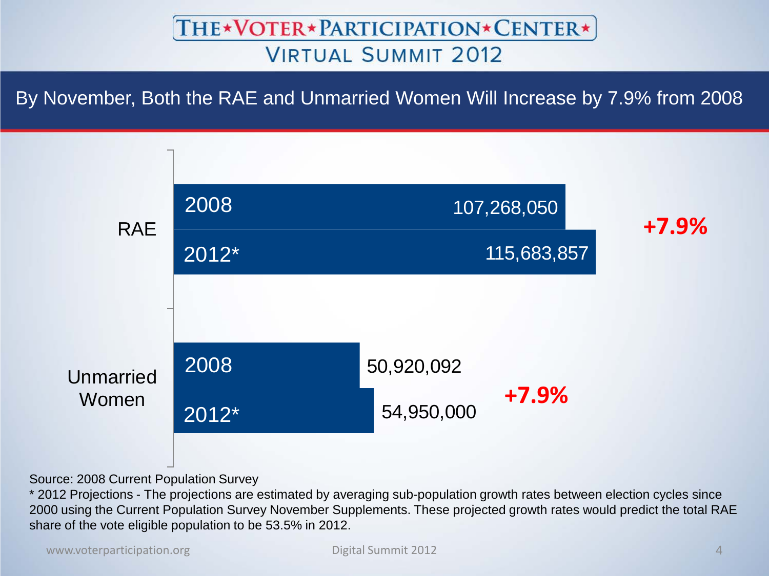# The Voter Participation Center

## Virtual Summit 2012

### By November, Both the RAE and Unmarried Women Will Increase by 7.9% from 2008

| | Year | Population | Change |
|---|---|---|---|
| RAE | 2008 | 107,268,050 | |
| | 2012* | 115,683,857 | +7.9% |
| Unmarried Women | 2008 | 50,920,092 | |
| | 2012* | 54,950,000 | +7.9% |

Source: 2008 Current Population Survey

* 2012 Projections - The projections are estimated by averaging sub-population growth rates between election cycles since 2000 using the Current Population Survey November Supplements. These projected growth rates would predict the total RAE share of the vote eligible population to be 53.5% in 2012.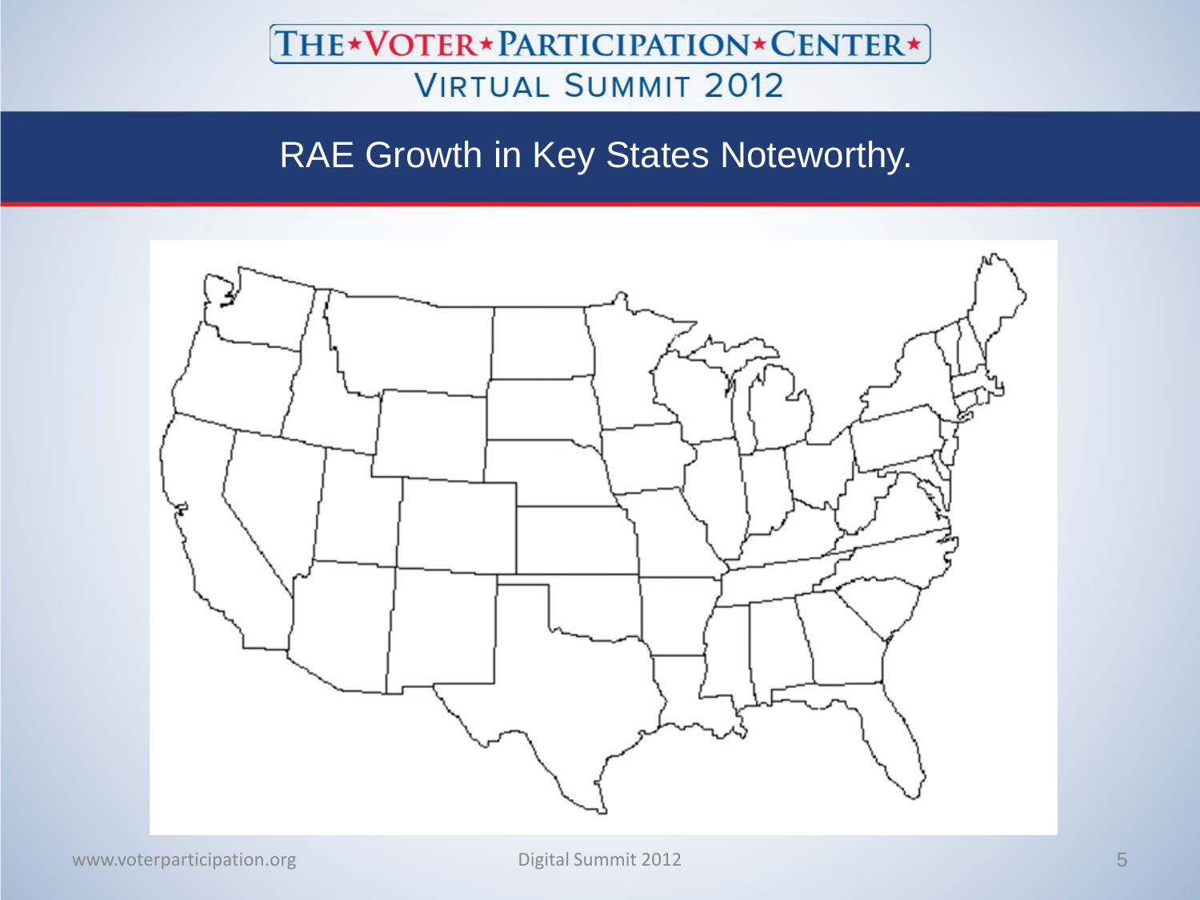THE★VOTER★PARTICIPATION★CENTER★

VIRTUAL SUMMIT 2012

# RAE Growth in Key States Noteworthy.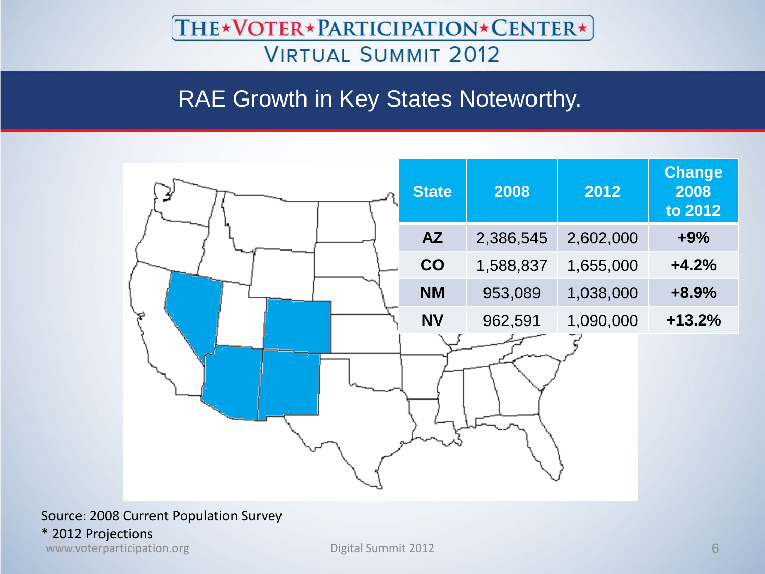# RAE Growth in Key States Noteworthy.

| State | 2008 | 2012 | Change 2008 to 2012 |
|---|---|---|---|
| AZ | 2,386,545 | 2,602,000 | +9% |
| CO | 1,588,837 | 1,655,000 | +4.2% |
| NM | 953,089 | 1,038,000 | +8.9% |
| NV | 962,591 | 1,090,000 | +13.2% |

Source: 2008 Current Population Survey

* 2012 Projections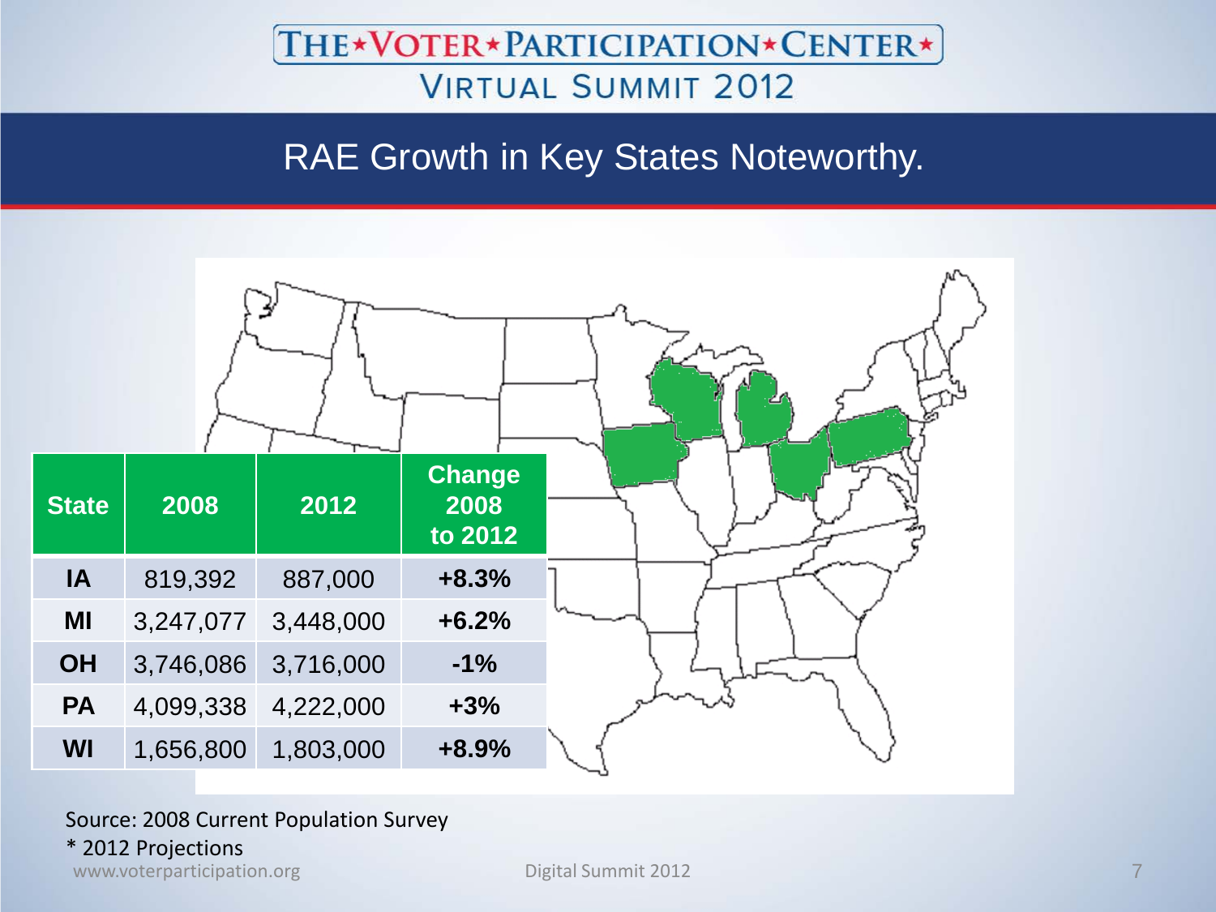THE★VOTER★PARTICIPATION★CENTER★
VIRTUAL SUMMIT 2012

# RAE Growth in Key States Noteworthy.

| State | 2008 | 2012 | Change 2008 to 2012 |
|---|---|---|---|
| IA | 819,392 | 887,000 | +8.3% |
| MI | 3,247,077 | 3,448,000 | +6.2% |
| OH | 3,746,086 | 3,716,000 | -1% |
| PA | 4,099,338 | 4,222,000 | +3% |
| WI | 1,656,800 | 1,803,000 | +8.9% |

Source: 2008 Current Population Survey
* 2012 Projections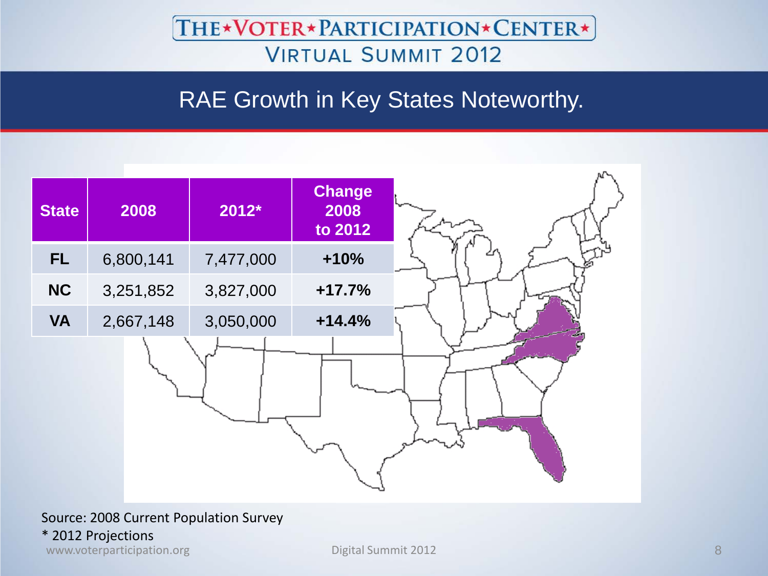# THE★VOTER★PARTICIPATION★CENTER★

## VIRTUAL SUMMIT 2012

## RAE Growth in Key States Noteworthy.

| State | 2008 | 2012* | Change 2008 to 2012 |
|---|---|---|---|
| FL | 6,800,141 | 7,477,000 | +10% |
| NC | 3,251,852 | 3,827,000 | +17.7% |
| VA | 2,667,148 | 3,050,000 | +14.4% |

Source: 2008 Current Population Survey

* 2012 Projections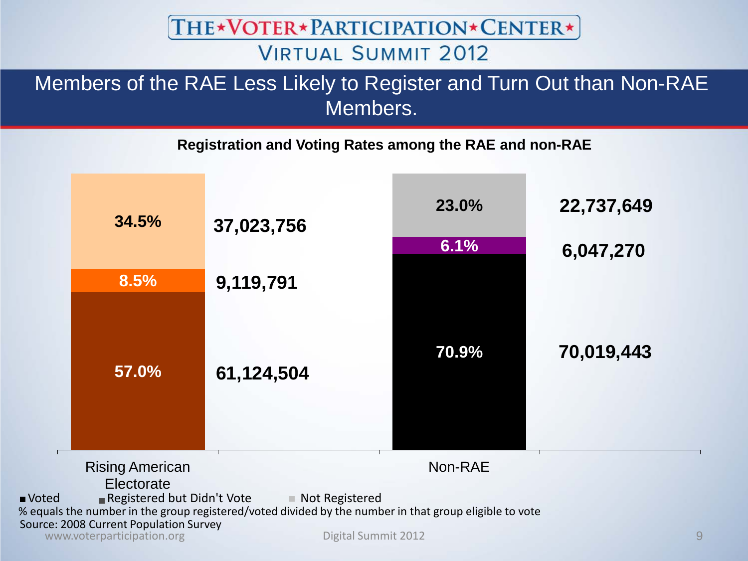# THE★VOTER★PARTICIPATION★CENTER★

VIRTUAL SUMMIT 2012

## Members of the RAE Less Likely to Register and Turn Out than Non-RAE Members.

**Registration and Voting Rates among the RAE and non-RAE**

| | Rising American Electorate | | Non-RAE | |
|---|---|---|---|---|
| Not Registered | 34.5% | 37,023,756 | 23.0% | 22,737,649 |
| Registered but Didn't Vote | 8.5% | 9,119,791 | 6.1% | 6,047,270 |
| Voted | 57.0% | 61,124,504 | 70.9% | 70,019,443 |

% equals the number in the group registered/voted divided by the number in that group eligible to vote

Source: 2008 Current Population Survey

www.voterparticipation.org

Digital Summit 2012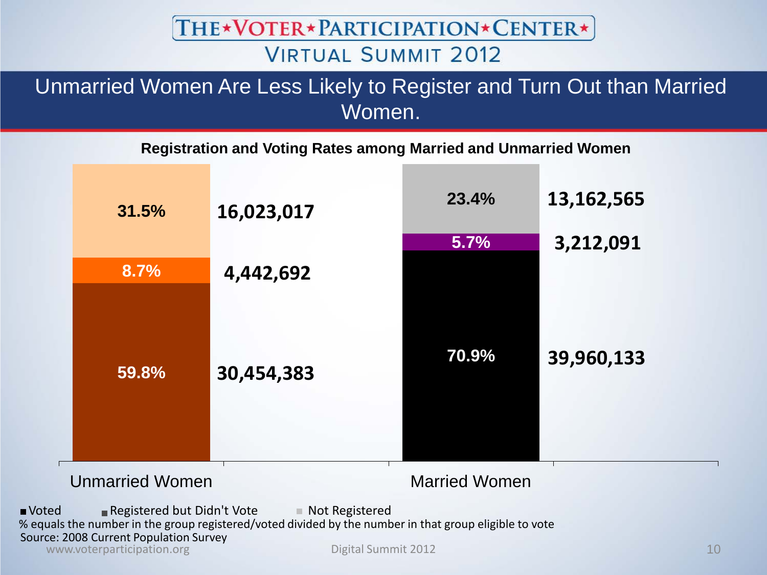THE★VOTER★PARTICIPATION★CENTER★

VIRTUAL SUMMIT 2012

# Unmarried Women Are Less Likely to Register and Turn Out than Married Women.

**Registration and Voting Rates among Married and Unmarried Women**

Unmarried Women

31.5% 16,023,017

8.7% 4,442,692

59.8% 30,454,383

Married Women

23.4% 13,162,565

5.7% 3,212,091

70.9% 39,960,133

Voted | Registered but Didn't Vote | Not Registered

% equals the number in the group registered/voted divided by the number in that group eligible to vote

Source: 2008 Current Population Survey

www.voterparticipation.org

Digital Summit 2012